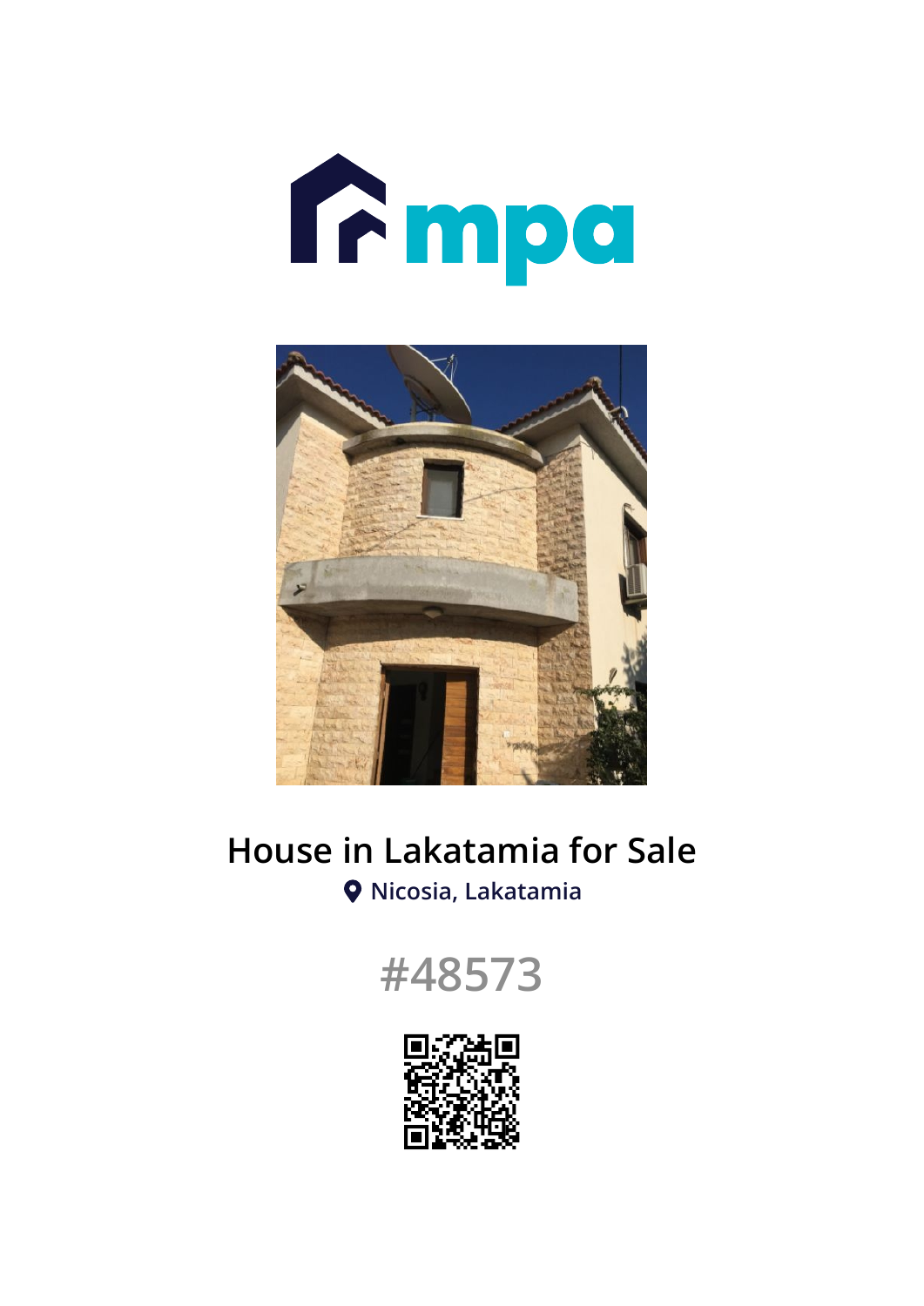# House in Lakatamia for Sale

Nicosia, Lakatamia

#48573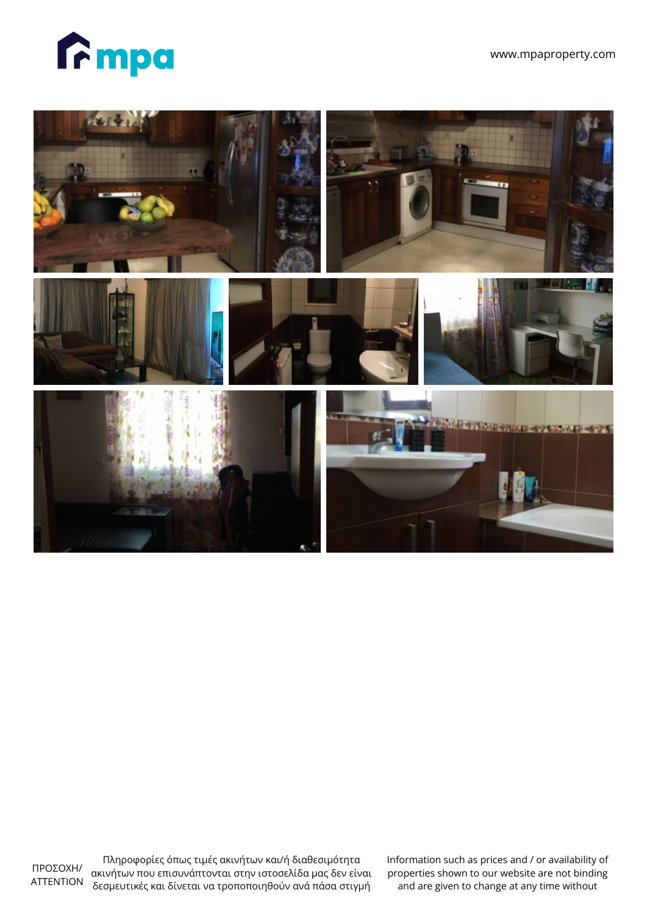ΠΡΟΣΟΧΗ/ ATTENTION

Πληροφορίες όπως τιμές ακινήτων και/ή διαθεσιμότητα ακινήτων που επισυνάπτονται στην ιστοσελίδα μας δεν είναι δεσμευτικές και δίνεται να τροποποιηθούν ανά πάσα στιγμή

Information such as prices and / or availability of properties shown to our website are not binding and are given to change at any time without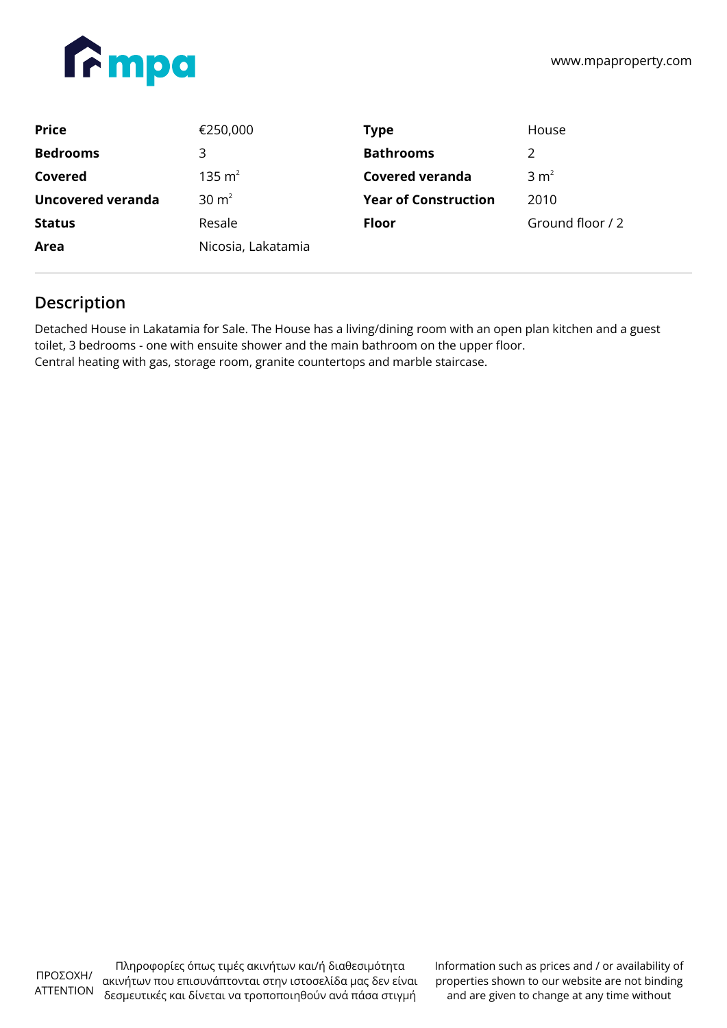| | | | |
|---|---|---|---|
| **Price** | €250,000 | **Type** | House |
| **Bedrooms** | 3 | **Bathrooms** | 2 |
| **Covered** | 135 $m^2$ | **Covered veranda** | 3 $m^2$ |
| **Uncovered veranda** | 30 $m^2$ | **Year of Construction** | 2010 |
| **Status** | Resale | **Floor** | Ground floor / 2 |
| **Area** | Nicosia, Lakatamia | | |

## Description

Detached House in Lakatamia for Sale. The House has a living/dining room with an open plan kitchen and a guest toilet, 3 bedrooms - one with ensuite shower and the main bathroom on the upper floor.
Central heating with gas, storage room, granite countertops and marble staircase.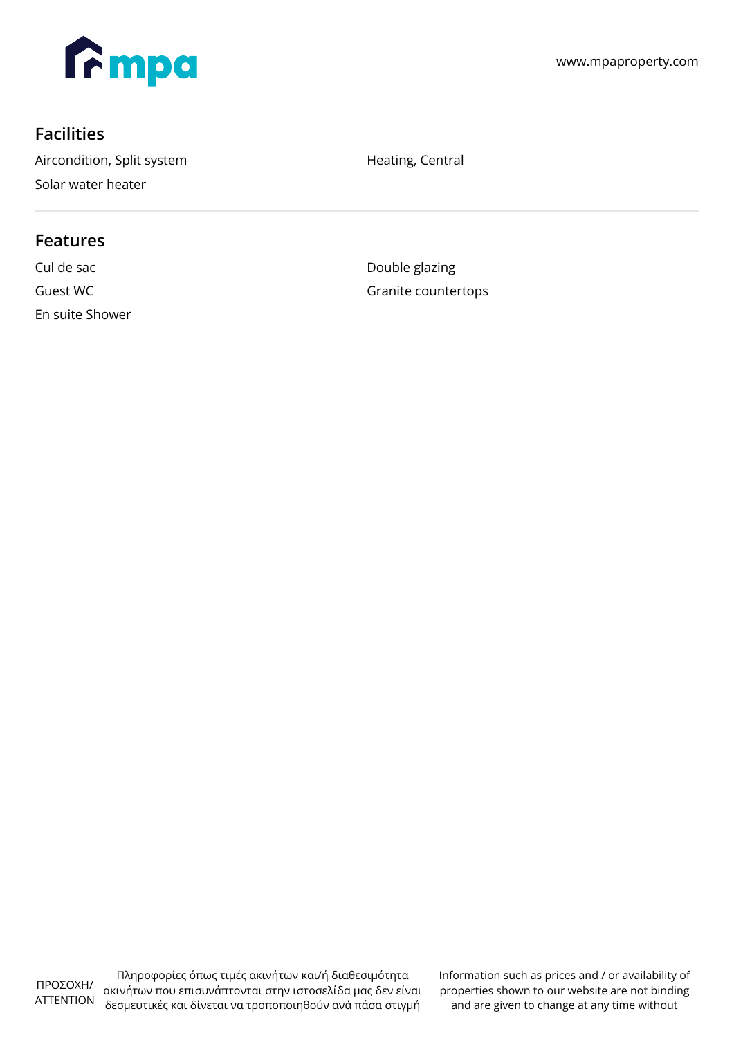## Facilities

- Aircondition, Split system
- Heating, Central
- Solar water heater

## Features

- Cul de sac
- Double glazing
- Guest WC
- Granite countertops
- En suite Shower

ΠΡΟΣΟΧΗ/ ATTENTION

Πληροφορίες όπως τιμές ακινήτων και/ή διαθεσιμότητα ακινήτων που επισυνάπτονται στην ιστοσελίδα μας δεν είναι δεσμευτικές και δίνεται να τροποποιηθούν ανά πάσα στιγμή

Information such as prices and / or availability of properties shown to our website are not binding and are given to change at any time without